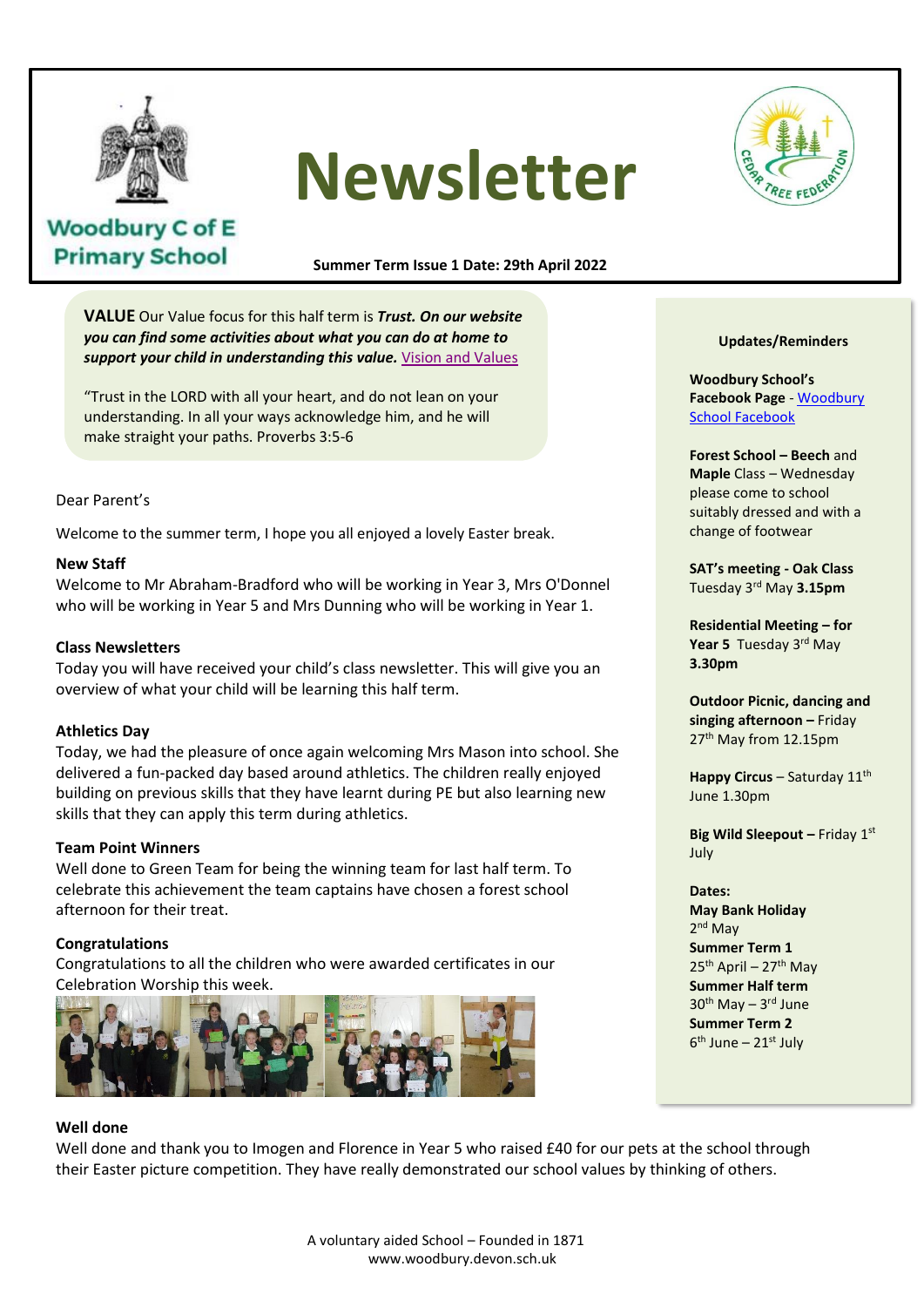# Newsletter

Woodbury C of E Primary School

**Summer Term Issue 1 Date: 29th April 2022**

**VALUE** Our Value focus for this half term is ***Trust. On our website you can find some activities about what you can do at home to support your child in understanding this value.*** [Vision and Values]

"Trust in the LORD with all your heart, and do not lean on your understanding. In all your ways acknowledge him, and he will make straight your paths. Proverbs 3:5-6

Dear Parent's

Welcome to the summer term, I hope you all enjoyed a lovely Easter break.

**New Staff**
Welcome to Mr Abraham-Bradford who will be working in Year 3, Mrs O'Donnel who will be working in Year 5 and Mrs Dunning who will be working in Year 1.

**Class Newsletters**
Today you will have received your child's class newsletter. This will give you an overview of what your child will be learning this half term.

**Athletics Day**
Today, we had the pleasure of once again welcoming Mrs Mason into school. She delivered a fun-packed day based around athletics. The children really enjoyed building on previous skills that they have learnt during PE but also learning new skills that they can apply this term during athletics.

**Team Point Winners**
Well done to Green Team for being the winning team for last half term. To celebrate this achievement the team captains have chosen a forest school afternoon for their treat.

**Congratulations**
Congratulations to all the children who were awarded certificates in our Celebration Worship this week.

**Well done**
Well done and thank you to Imogen and Florence in Year 5 who raised £40 for our pets at the school through their Easter picture competition. They have really demonstrated our school values by thinking of others.

**Updates/Reminders**

**Woodbury School's Facebook Page** - Woodbury School Facebook

**Forest School – Beech** and **Maple** Class – Wednesday please come to school suitably dressed and with a change of footwear

**SAT's meeting - Oak Class** Tuesday 3rd May **3.15pm**

**Residential Meeting – for Year 5** Tuesday 3rd May **3.30pm**

**Outdoor Picnic, dancing and singing afternoon –** Friday 27th May from 12.15pm

**Happy Circus** – Saturday 11th June 1.30pm

**Big Wild Sleepout –** Friday 1st July

**Dates:**
**May Bank Holiday**
2nd May
**Summer Term 1**
25th April – 27th May
**Summer Half term**
30th May – 3rd June
**Summer Term 2**
6th June – 21st July

A voluntary aided School – Founded in 1871
www.woodbury.devon.sch.uk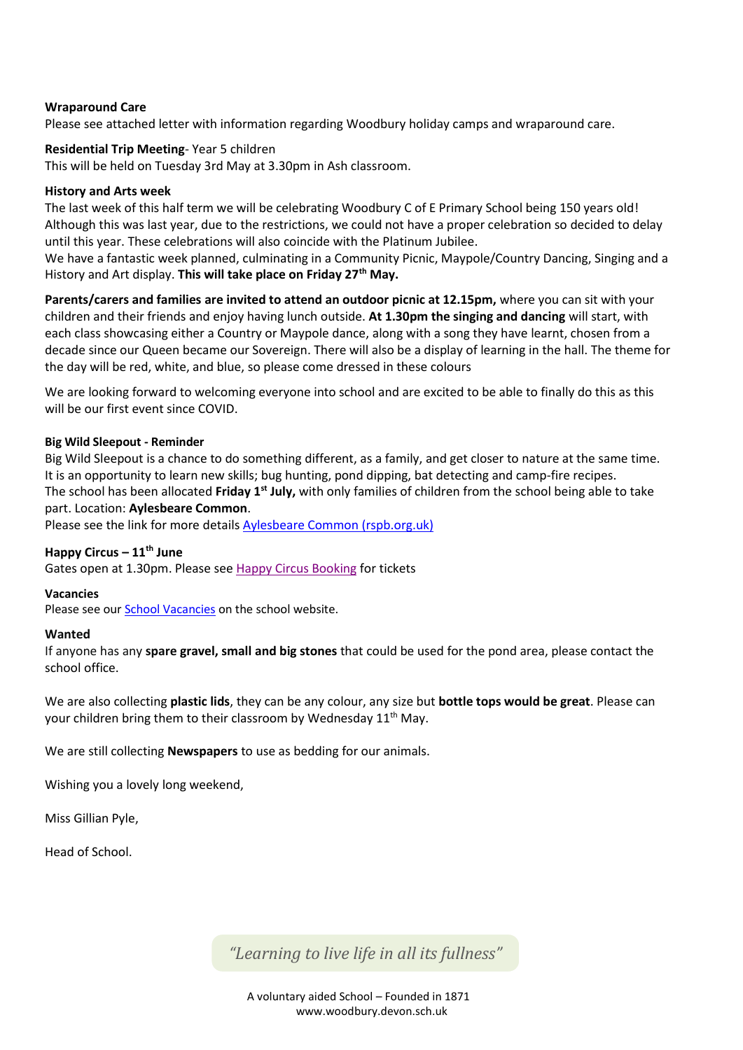**Wraparound Care**

Please see attached letter with information regarding Woodbury holiday camps and wraparound care.

**Residential Trip Meeting**- Year 5 children

This will be held on Tuesday 3rd May at 3.30pm in Ash classroom.

**History and Arts week**

The last week of this half term we will be celebrating Woodbury C of E Primary School being 150 years old! Although this was last year, due to the restrictions, we could not have a proper celebration so decided to delay until this year. These celebrations will also coincide with the Platinum Jubilee.

We have a fantastic week planned, culminating in a Community Picnic, Maypole/Country Dancing, Singing and a History and Art display. **This will take place on Friday 27th May.**

**Parents/carers and families are invited to attend an outdoor picnic at 12.15pm,** where you can sit with your children and their friends and enjoy having lunch outside. **At 1.30pm the singing and dancing** will start, with each class showcasing either a Country or Maypole dance, along with a song they have learnt, chosen from a decade since our Queen became our Sovereign. There will also be a display of learning in the hall. The theme for the day will be red, white, and blue, so please come dressed in these colours

We are looking forward to welcoming everyone into school and are excited to be able to finally do this as this will be our first event since COVID.

**Big Wild Sleepout - Reminder**

Big Wild Sleepout is a chance to do something different, as a family, and get closer to nature at the same time. It is an opportunity to learn new skills; bug hunting, pond dipping, bat detecting and camp-fire recipes.

The school has been allocated **Friday 1st July,** with only families of children from the school being able to take part. Location: **Aylesbeare Common**.

Please see the link for more details [Aylesbeare Common (rspb.org.uk)]

**Happy Circus – 11th June**

Gates open at 1.30pm. Please see [Happy Circus Booking] for tickets

**Vacancies**

Please see our [School Vacancies] on the school website.

**Wanted**

If anyone has any **spare gravel, small and big stones** that could be used for the pond area, please contact the school office.

We are also collecting **plastic lids**, they can be any colour, any size but **bottle tops would be great**. Please can your children bring them to their classroom by Wednesday 11th May.

We are still collecting **Newspapers** to use as bedding for our animals.

Wishing you a lovely long weekend,

Miss Gillian Pyle,

Head of School.

*"Learning to live life in all its fullness"*

A voluntary aided School – Founded in 1871
www.woodbury.devon.sch.uk